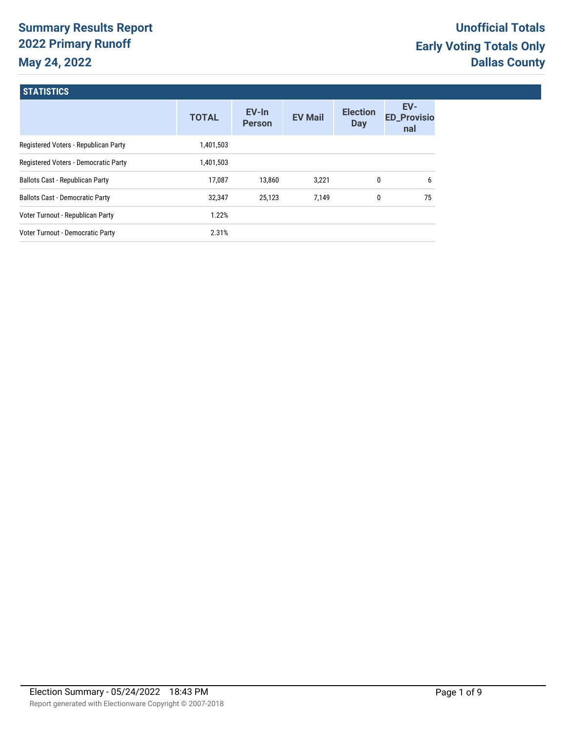# Summary Results Report
## 2022 Primary Runoff
## May 24, 2022

**Unofficial Totals**
**Early Voting Totals Only**
**Dallas County**

### STATISTICS

| | TOTAL | EV-In Person | EV Mail | Election Day | EV-ED_Provisional |
|---|---|---|---|---|---|
| Registered Voters - Republican Party | 1,401,503 | | | | |
| Registered Voters - Democratic Party | 1,401,503 | | | | |
| Ballots Cast - Republican Party | 17,087 | 13,860 | 3,221 | 0 | 6 |
| Ballots Cast - Democratic Party | 32,347 | 25,123 | 7,149 | 0 | 75 |
| Voter Turnout - Republican Party | 1.22% | | | | |
| Voter Turnout - Democratic Party | 2.31% | | | | |

Election Summary - 05/24/2022 18:43 PM

Report generated with Electionware Copyright © 2007-2018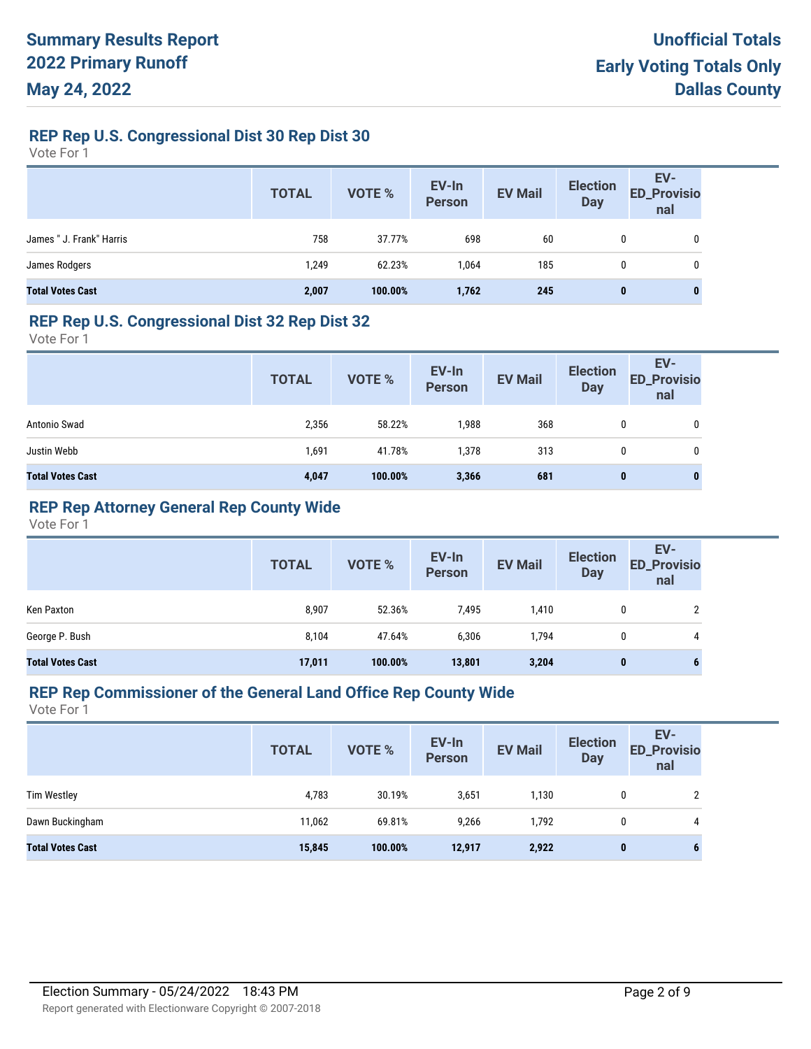# Summary Results Report
# 2022 Primary Runoff
# May 24, 2022

**Unofficial Totals**
**Early Voting Totals Only**
**Dallas County**

## REP Rep U.S. Congressional Dist 30 Rep Dist 30

Vote For 1

| | TOTAL | VOTE % | EV-In Person | EV Mail | Election Day | EV-ED_Provisional |
|---|---|---|---|---|---|---|
| James " J. Frank" Harris | 758 | 37.77% | 698 | 60 | 0 | 0 |
| James Rodgers | 1,249 | 62.23% | 1,064 | 185 | 0 | 0 |
| **Total Votes Cast** | **2,007** | **100.00%** | **1,762** | **245** | **0** | **0** |

## REP Rep U.S. Congressional Dist 32 Rep Dist 32

Vote For 1

| | TOTAL | VOTE % | EV-In Person | EV Mail | Election Day | EV-ED_Provisional |
|---|---|---|---|---|---|---|
| Antonio Swad | 2,356 | 58.22% | 1,988 | 368 | 0 | 0 |
| Justin Webb | 1,691 | 41.78% | 1,378 | 313 | 0 | 0 |
| **Total Votes Cast** | **4,047** | **100.00%** | **3,366** | **681** | **0** | **0** |

## REP Rep Attorney General Rep County Wide

Vote For 1

| | TOTAL | VOTE % | EV-In Person | EV Mail | Election Day | EV-ED_Provisional |
|---|---|---|---|---|---|---|
| Ken Paxton | 8,907 | 52.36% | 7,495 | 1,410 | 0 | 2 |
| George P. Bush | 8,104 | 47.64% | 6,306 | 1,794 | 0 | 4 |
| **Total Votes Cast** | **17,011** | **100.00%** | **13,801** | **3,204** | **0** | **6** |

## REP Rep Commissioner of the General Land Office Rep County Wide

Vote For 1

| | TOTAL | VOTE % | EV-In Person | EV Mail | Election Day | EV-ED_Provisional |
|---|---|---|---|---|---|---|
| Tim Westley | 4,783 | 30.19% | 3,651 | 1,130 | 0 | 2 |
| Dawn Buckingham | 11,062 | 69.81% | 9,266 | 1,792 | 0 | 4 |
| **Total Votes Cast** | **15,845** | **100.00%** | **12,917** | **2,922** | **0** | **6** |

Election Summary - 05/24/2022 18:43 PM

Report generated with Electionware Copyright © 2007-2018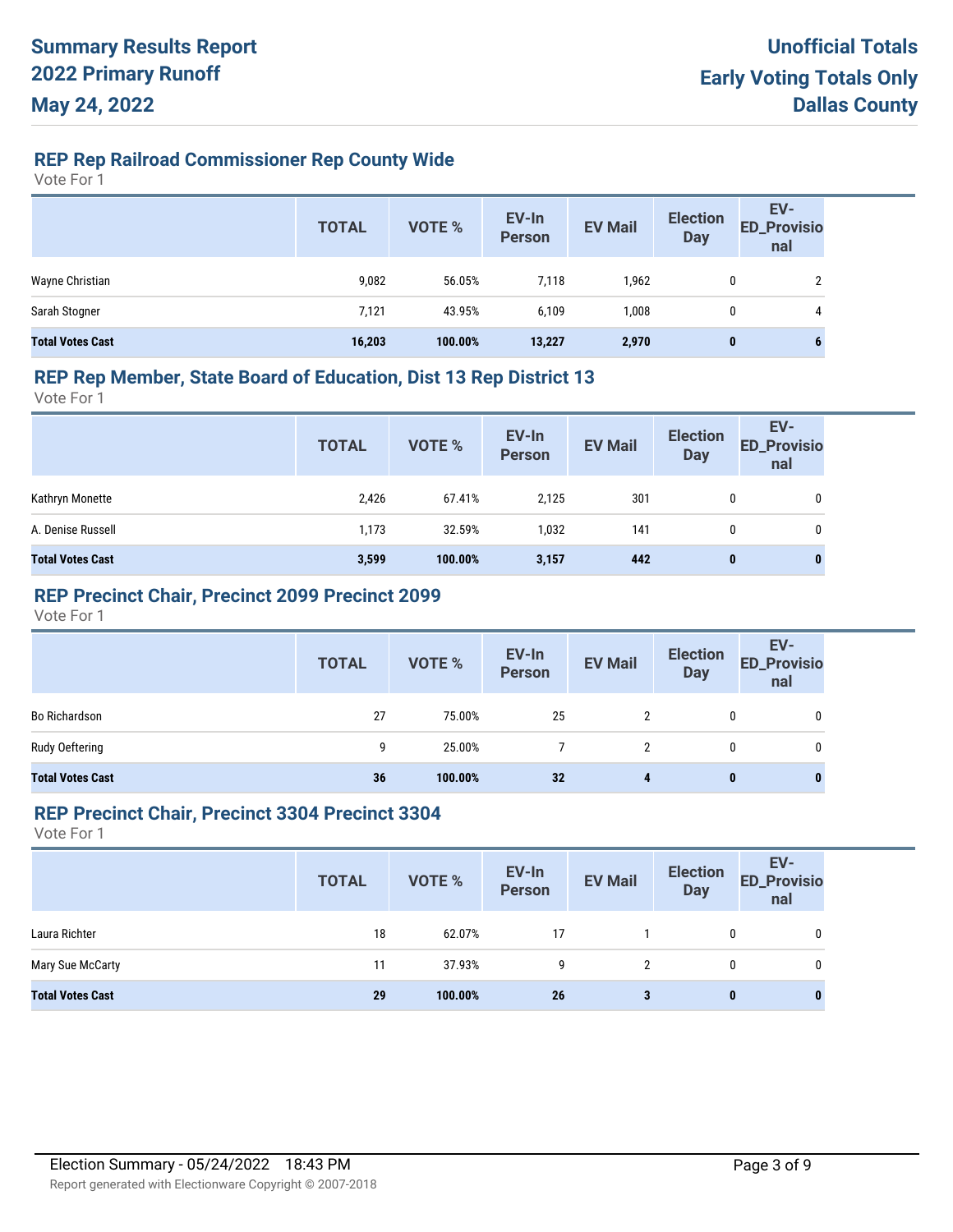# Summary Results Report
# 2022 Primary Runoff
# May 24, 2022

**Unofficial Totals**
**Early Voting Totals Only**
**Dallas County**

## REP Rep Railroad Commissioner Rep County Wide

Vote For 1

| | TOTAL | VOTE % | EV-In Person | EV Mail | Election Day | EV-ED_Provisional |
|---|---|---|---|---|---|---|
| Wayne Christian | 9,082 | 56.05% | 7,118 | 1,962 | 0 | 2 |
| Sarah Stogner | 7,121 | 43.95% | 6,109 | 1,008 | 0 | 4 |
| **Total Votes Cast** | **16,203** | **100.00%** | **13,227** | **2,970** | **0** | **6** |

## REP Rep Member, State Board of Education, Dist 13 Rep District 13

Vote For 1

| | TOTAL | VOTE % | EV-In Person | EV Mail | Election Day | EV-ED_Provisional |
|---|---|---|---|---|---|---|
| Kathryn Monette | 2,426 | 67.41% | 2,125 | 301 | 0 | 0 |
| A. Denise Russell | 1,173 | 32.59% | 1,032 | 141 | 0 | 0 |
| **Total Votes Cast** | **3,599** | **100.00%** | **3,157** | **442** | **0** | **0** |

## REP Precinct Chair, Precinct 2099 Precinct 2099

Vote For 1

| | TOTAL | VOTE % | EV-In Person | EV Mail | Election Day | EV-ED_Provisional |
|---|---|---|---|---|---|---|
| Bo Richardson | 27 | 75.00% | 25 | 2 | 0 | 0 |
| Rudy Oeftering | 9 | 25.00% | 7 | 2 | 0 | 0 |
| **Total Votes Cast** | **36** | **100.00%** | **32** | **4** | **0** | **0** |

## REP Precinct Chair, Precinct 3304 Precinct 3304

Vote For 1

| | TOTAL | VOTE % | EV-In Person | EV Mail | Election Day | EV-ED_Provisional |
|---|---|---|---|---|---|---|
| Laura Richter | 18 | 62.07% | 17 | 1 | 0 | 0 |
| Mary Sue McCarty | 11 | 37.93% | 9 | 2 | 0 | 0 |
| **Total Votes Cast** | **29** | **100.00%** | **26** | **3** | **0** | **0** |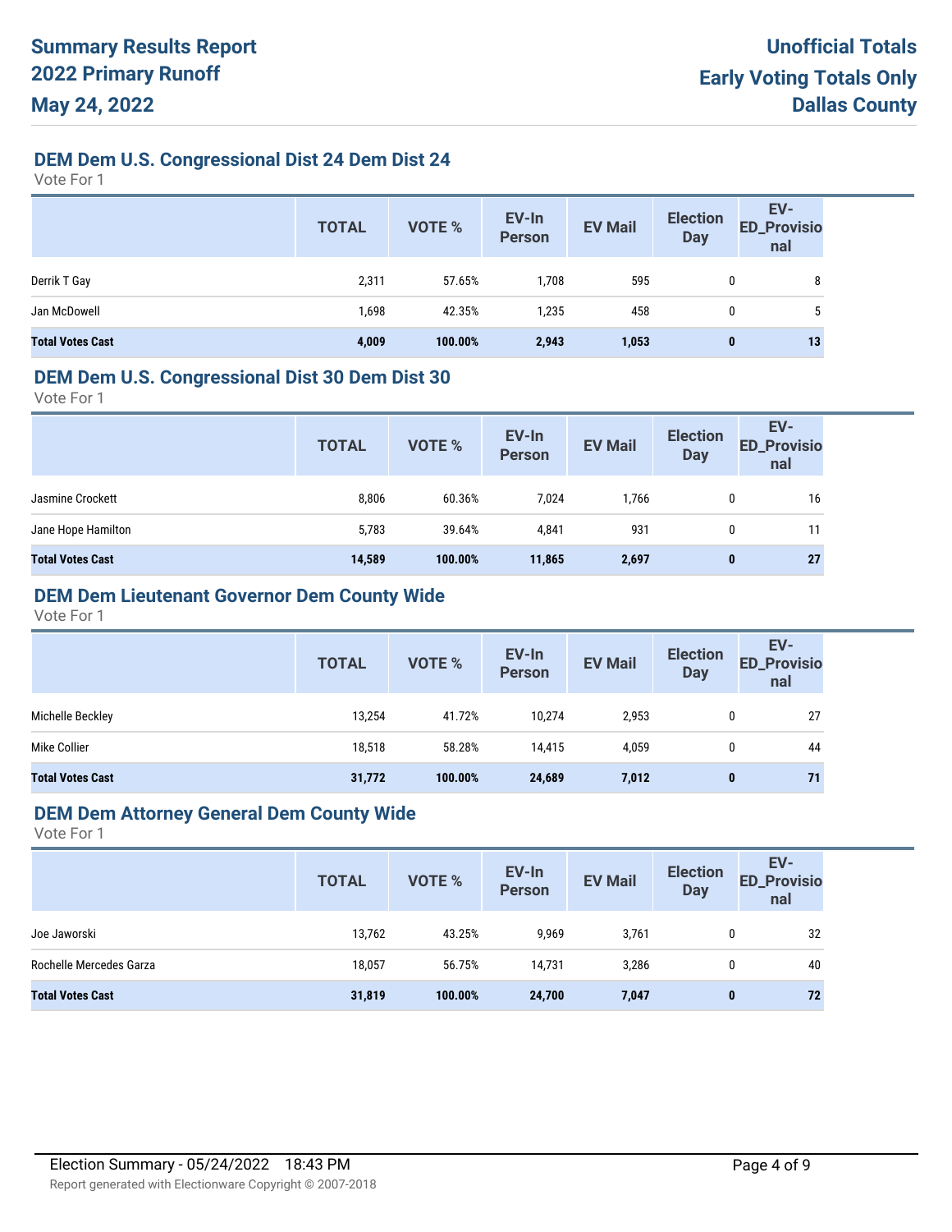# Summary Results Report
# 2022 Primary Runoff
# May 24, 2022

**Unofficial Totals**
**Early Voting Totals Only**
**Dallas County**

## DEM Dem U.S. Congressional Dist 24 Dem Dist 24

Vote For 1

| | TOTAL | VOTE % | EV-In Person | EV Mail | Election Day | EV-ED_Provisional |
|---|---|---|---|---|---|---|
| Derrik T Gay | 2,311 | 57.65% | 1,708 | 595 | 0 | 8 |
| Jan McDowell | 1,698 | 42.35% | 1,235 | 458 | 0 | 5 |
| **Total Votes Cast** | **4,009** | **100.00%** | **2,943** | **1,053** | **0** | **13** |

## DEM Dem U.S. Congressional Dist 30 Dem Dist 30

Vote For 1

| | TOTAL | VOTE % | EV-In Person | EV Mail | Election Day | EV-ED_Provisional |
|---|---|---|---|---|---|---|
| Jasmine Crockett | 8,806 | 60.36% | 7,024 | 1,766 | 0 | 16 |
| Jane Hope Hamilton | 5,783 | 39.64% | 4,841 | 931 | 0 | 11 |
| **Total Votes Cast** | **14,589** | **100.00%** | **11,865** | **2,697** | **0** | **27** |

## DEM Dem Lieutenant Governor Dem County Wide

Vote For 1

| | TOTAL | VOTE % | EV-In Person | EV Mail | Election Day | EV-ED_Provisional |
|---|---|---|---|---|---|---|
| Michelle Beckley | 13,254 | 41.72% | 10,274 | 2,953 | 0 | 27 |
| Mike Collier | 18,518 | 58.28% | 14,415 | 4,059 | 0 | 44 |
| **Total Votes Cast** | **31,772** | **100.00%** | **24,689** | **7,012** | **0** | **71** |

## DEM Dem Attorney General Dem County Wide

Vote For 1

| | TOTAL | VOTE % | EV-In Person | EV Mail | Election Day | EV-ED_Provisional |
|---|---|---|---|---|---|---|
| Joe Jaworski | 13,762 | 43.25% | 9,969 | 3,761 | 0 | 32 |
| Rochelle Mercedes Garza | 18,057 | 56.75% | 14,731 | 3,286 | 0 | 40 |
| **Total Votes Cast** | **31,819** | **100.00%** | **24,700** | **7,047** | **0** | **72** |

Election Summary - 05/24/2022 18:43 PM

Report generated with Electionware Copyright © 2007-2018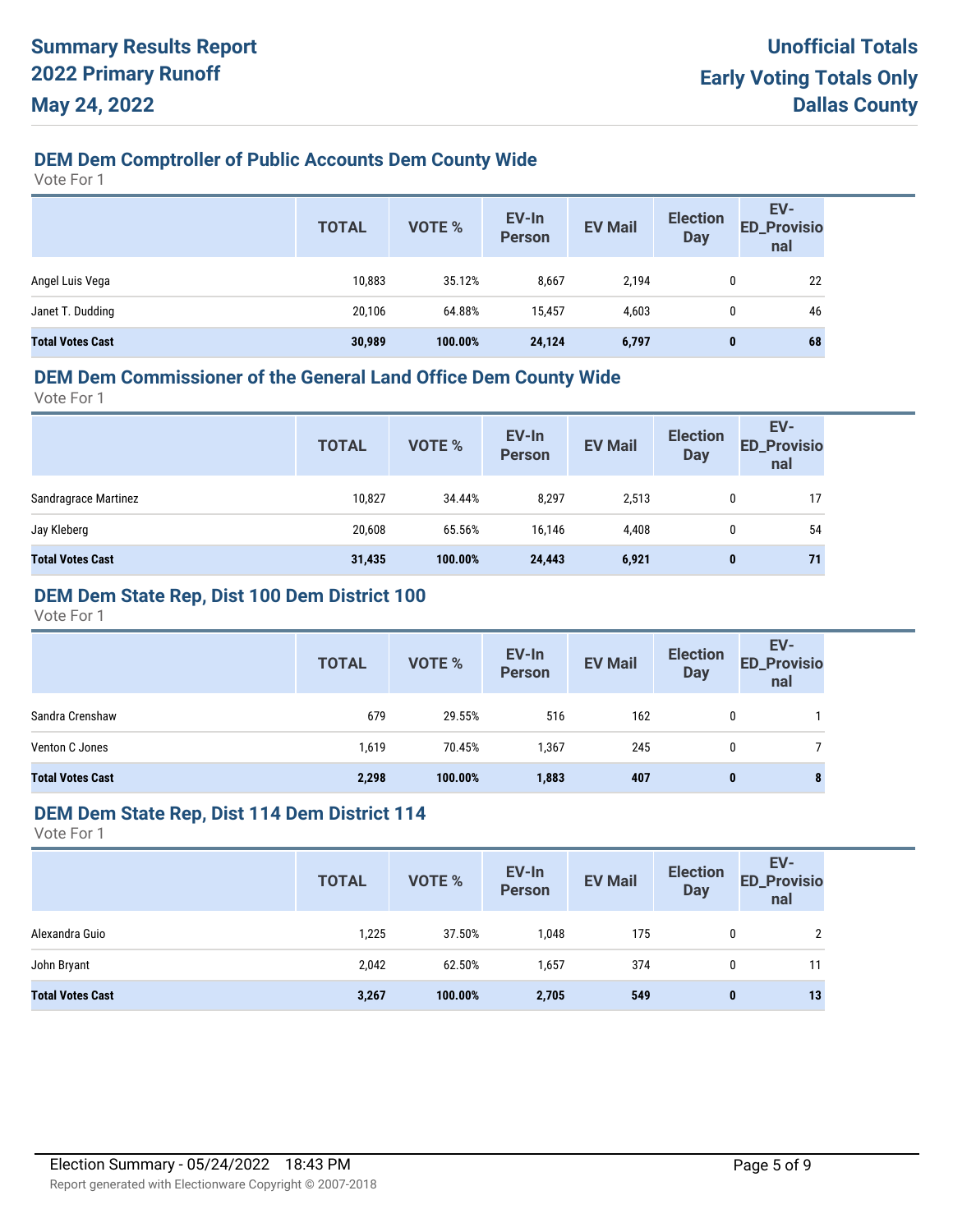# Summary Results Report
# 2022 Primary Runoff
# May 24, 2022

**Unofficial Totals**
**Early Voting Totals Only**
**Dallas County**

## DEM Dem Comptroller of Public Accounts Dem County Wide

Vote For 1

| | TOTAL | VOTE % | EV-In Person | EV Mail | Election Day | EV-ED_Provisional |
|---|---|---|---|---|---|---|
| Angel Luis Vega | 10,883 | 35.12% | 8,667 | 2,194 | 0 | 22 |
| Janet T. Dudding | 20,106 | 64.88% | 15,457 | 4,603 | 0 | 46 |
| **Total Votes Cast** | **30,989** | **100.00%** | **24,124** | **6,797** | **0** | **68** |

## DEM Dem Commissioner of the General Land Office Dem County Wide

Vote For 1

| | TOTAL | VOTE % | EV-In Person | EV Mail | Election Day | EV-ED_Provisional |
|---|---|---|---|---|---|---|
| Sandragrace Martinez | 10,827 | 34.44% | 8,297 | 2,513 | 0 | 17 |
| Jay Kleberg | 20,608 | 65.56% | 16,146 | 4,408 | 0 | 54 |
| **Total Votes Cast** | **31,435** | **100.00%** | **24,443** | **6,921** | **0** | **71** |

## DEM Dem State Rep, Dist 100 Dem District 100

Vote For 1

| | TOTAL | VOTE % | EV-In Person | EV Mail | Election Day | EV-ED_Provisional |
|---|---|---|---|---|---|---|
| Sandra Crenshaw | 679 | 29.55% | 516 | 162 | 0 | 1 |
| Venton C Jones | 1,619 | 70.45% | 1,367 | 245 | 0 | 7 |
| **Total Votes Cast** | **2,298** | **100.00%** | **1,883** | **407** | **0** | **8** |

## DEM Dem State Rep, Dist 114 Dem District 114

Vote For 1

| | TOTAL | VOTE % | EV-In Person | EV Mail | Election Day | EV-ED_Provisional |
|---|---|---|---|---|---|---|
| Alexandra Guio | 1,225 | 37.50% | 1,048 | 175 | 0 | 2 |
| John Bryant | 2,042 | 62.50% | 1,657 | 374 | 0 | 11 |
| **Total Votes Cast** | **3,267** | **100.00%** | **2,705** | **549** | **0** | **13** |

Election Summary - 05/24/2022 18:43 PM

Report generated with Electionware Copyright © 2007-2018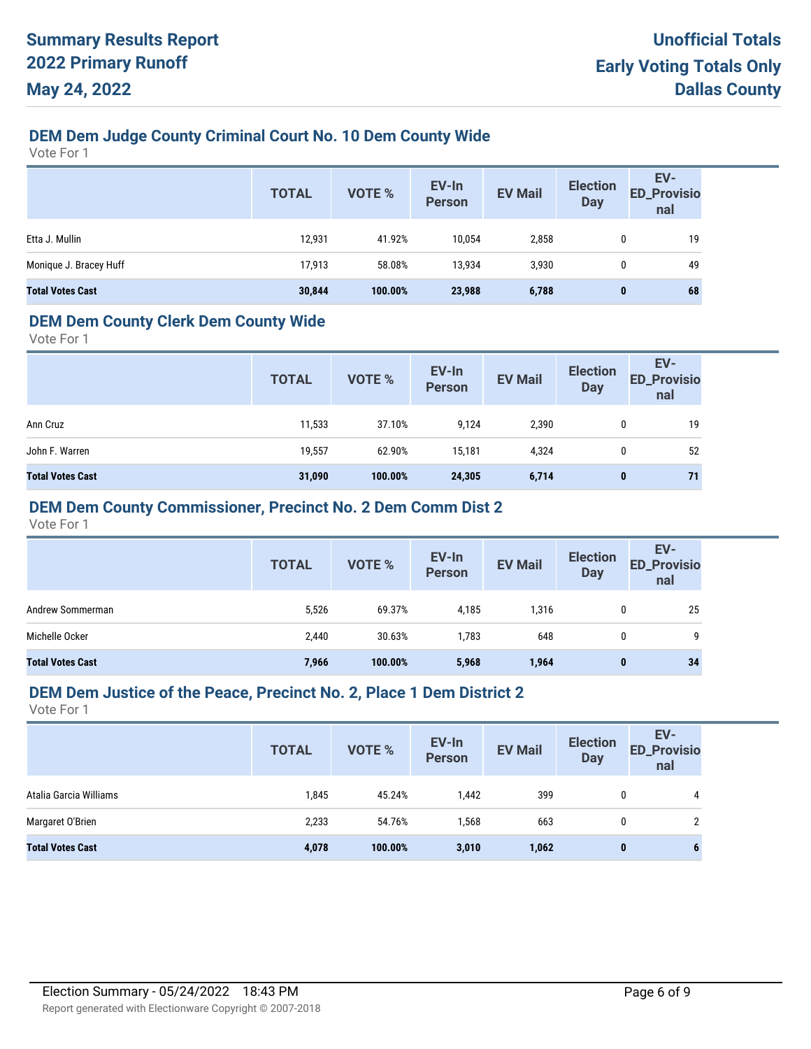# Summary Results Report
# 2022 Primary Runoff
# May 24, 2022

**Unofficial Totals**
**Early Voting Totals Only**
**Dallas County**

### DEM Dem Judge County Criminal Court No. 10 Dem County Wide

Vote For 1

| | TOTAL | VOTE % | EV-In Person | EV Mail | Election Day | EV-ED_Provisional |
|---|---|---|---|---|---|---|
| Etta J. Mullin | 12,931 | 41.92% | 10,054 | 2,858 | 0 | 19 |
| Monique J. Bracey Huff | 17,913 | 58.08% | 13,934 | 3,930 | 0 | 49 |
| **Total Votes Cast** | **30,844** | **100.00%** | **23,988** | **6,788** | **0** | **68** |

### DEM Dem County Clerk Dem County Wide

Vote For 1

| | TOTAL | VOTE % | EV-In Person | EV Mail | Election Day | EV-ED_Provisional |
|---|---|---|---|---|---|---|
| Ann Cruz | 11,533 | 37.10% | 9,124 | 2,390 | 0 | 19 |
| John F. Warren | 19,557 | 62.90% | 15,181 | 4,324 | 0 | 52 |
| **Total Votes Cast** | **31,090** | **100.00%** | **24,305** | **6,714** | **0** | **71** |

### DEM Dem County Commissioner, Precinct No. 2 Dem Comm Dist 2

Vote For 1

| | TOTAL | VOTE % | EV-In Person | EV Mail | Election Day | EV-ED_Provisional |
|---|---|---|---|---|---|---|
| Andrew Sommerman | 5,526 | 69.37% | 4,185 | 1,316 | 0 | 25 |
| Michelle Ocker | 2,440 | 30.63% | 1,783 | 648 | 0 | 9 |
| **Total Votes Cast** | **7,966** | **100.00%** | **5,968** | **1,964** | **0** | **34** |

### DEM Dem Justice of the Peace, Precinct No. 2, Place 1 Dem District 2

Vote For 1

| | TOTAL | VOTE % | EV-In Person | EV Mail | Election Day | EV-ED_Provisional |
|---|---|---|---|---|---|---|
| Atalia Garcia Williams | 1,845 | 45.24% | 1,442 | 399 | 0 | 4 |
| Margaret O'Brien | 2,233 | 54.76% | 1,568 | 663 | 0 | 2 |
| **Total Votes Cast** | **4,078** | **100.00%** | **3,010** | **1,062** | **0** | **6** |

Election Summary - 05/24/2022 18:43 PM

Report generated with Electionware Copyright © 2007-2018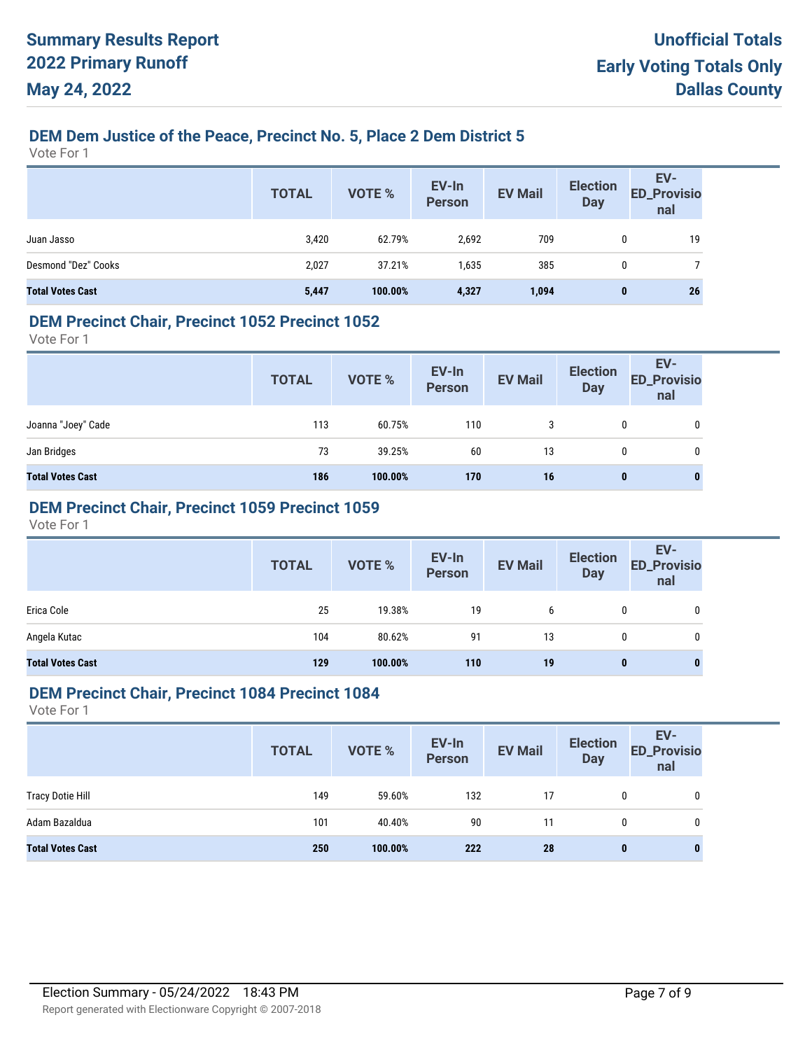# Summary Results Report
# 2022 Primary Runoff
# May 24, 2022

**Unofficial Totals**
**Early Voting Totals Only**
**Dallas County**

## DEM Dem Justice of the Peace, Precinct No. 5, Place 2 Dem District 5

Vote For 1

| | TOTAL | VOTE % | EV-In Person | EV Mail | Election Day | EV-ED_Provisional |
|---|---|---|---|---|---|---|
| Juan Jasso | 3,420 | 62.79% | 2,692 | 709 | 0 | 19 |
| Desmond "Dez" Cooks | 2,027 | 37.21% | 1,635 | 385 | 0 | 7 |
| **Total Votes Cast** | **5,447** | **100.00%** | **4,327** | **1,094** | **0** | **26** |

## DEM Precinct Chair, Precinct 1052 Precinct 1052

Vote For 1

| | TOTAL | VOTE % | EV-In Person | EV Mail | Election Day | EV-ED_Provisional |
|---|---|---|---|---|---|---|
| Joanna "Joey" Cade | 113 | 60.75% | 110 | 3 | 0 | 0 |
| Jan Bridges | 73 | 39.25% | 60 | 13 | 0 | 0 |
| **Total Votes Cast** | **186** | **100.00%** | **170** | **16** | **0** | **0** |

## DEM Precinct Chair, Precinct 1059 Precinct 1059

Vote For 1

| | TOTAL | VOTE % | EV-In Person | EV Mail | Election Day | EV-ED_Provisional |
|---|---|---|---|---|---|---|
| Erica Cole | 25 | 19.38% | 19 | 6 | 0 | 0 |
| Angela Kutac | 104 | 80.62% | 91 | 13 | 0 | 0 |
| **Total Votes Cast** | **129** | **100.00%** | **110** | **19** | **0** | **0** |

## DEM Precinct Chair, Precinct 1084 Precinct 1084

Vote For 1

| | TOTAL | VOTE % | EV-In Person | EV Mail | Election Day | EV-ED_Provisional |
|---|---|---|---|---|---|---|
| Tracy Dotie Hill | 149 | 59.60% | 132 | 17 | 0 | 0 |
| Adam Bazaldua | 101 | 40.40% | 90 | 11 | 0 | 0 |
| **Total Votes Cast** | **250** | **100.00%** | **222** | **28** | **0** | **0** |

Election Summary - 05/24/2022 18:43 PM

Report generated with Electionware Copyright © 2007-2018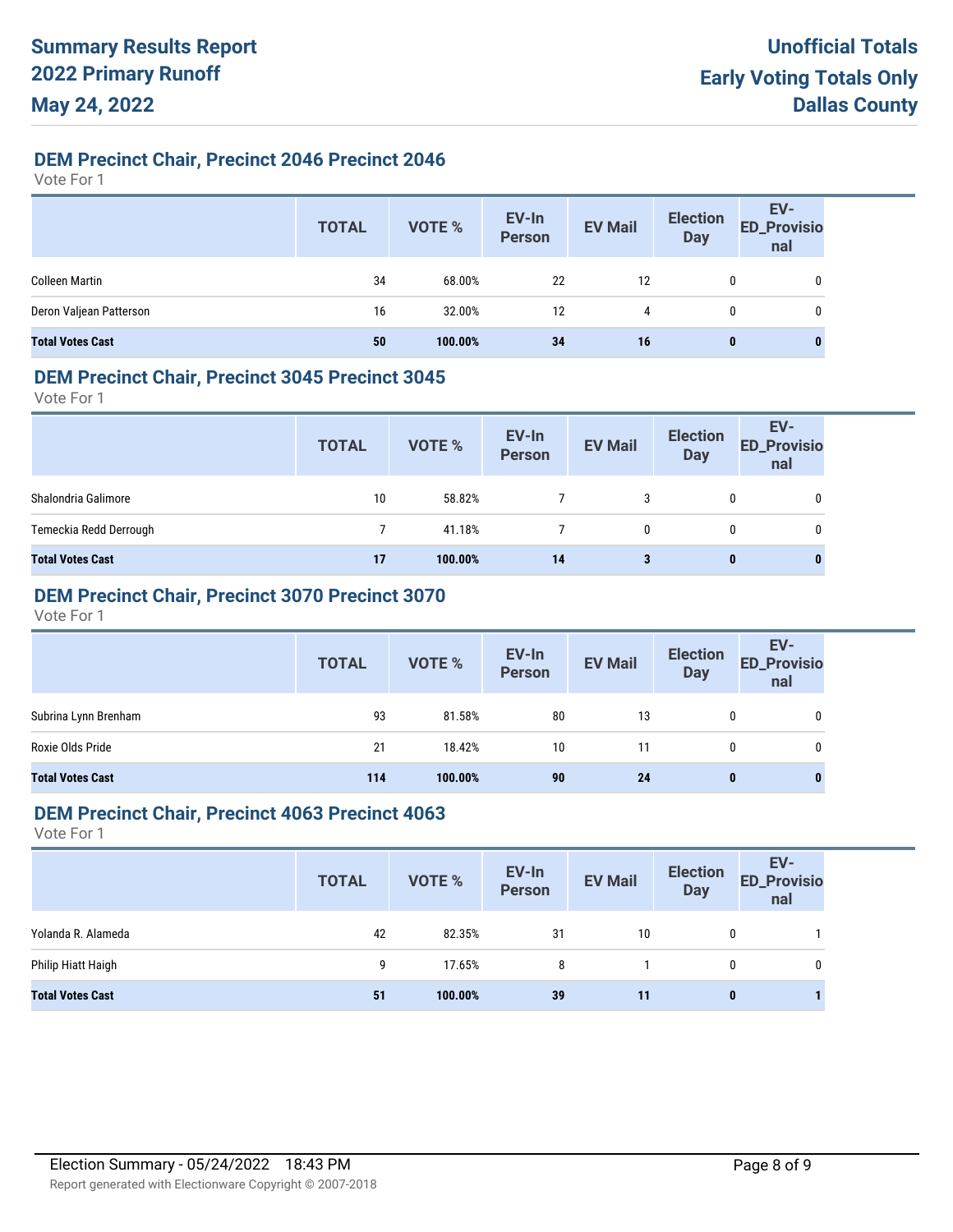# Summary Results Report 2022 Primary Runoff May 24, 2022

**Unofficial Totals**
**Early Voting Totals Only**
**Dallas County**

## DEM Precinct Chair, Precinct 2046 Precinct 2046

Vote For 1

| | TOTAL | VOTE % | EV-In Person | EV Mail | Election Day | EV-ED_Provisional |
|---|---|---|---|---|---|---|
| Colleen Martin | 34 | 68.00% | 22 | 12 | 0 | 0 |
| Deron Valjean Patterson | 16 | 32.00% | 12 | 4 | 0 | 0 |
| **Total Votes Cast** | **50** | **100.00%** | **34** | **16** | **0** | **0** |

## DEM Precinct Chair, Precinct 3045 Precinct 3045

Vote For 1

| | TOTAL | VOTE % | EV-In Person | EV Mail | Election Day | EV-ED_Provisional |
|---|---|---|---|---|---|---|
| Shalondria Galimore | 10 | 58.82% | 7 | 3 | 0 | 0 |
| Temeckia Redd Derrough | 7 | 41.18% | 7 | 0 | 0 | 0 |
| **Total Votes Cast** | **17** | **100.00%** | **14** | **3** | **0** | **0** |

## DEM Precinct Chair, Precinct 3070 Precinct 3070

Vote For 1

| | TOTAL | VOTE % | EV-In Person | EV Mail | Election Day | EV-ED_Provisional |
|---|---|---|---|---|---|---|
| Subrina Lynn Brenham | 93 | 81.58% | 80 | 13 | 0 | 0 |
| Roxie Olds Pride | 21 | 18.42% | 10 | 11 | 0 | 0 |
| **Total Votes Cast** | **114** | **100.00%** | **90** | **24** | **0** | **0** |

## DEM Precinct Chair, Precinct 4063 Precinct 4063

Vote For 1

| | TOTAL | VOTE % | EV-In Person | EV Mail | Election Day | EV-ED_Provisional |
|---|---|---|---|---|---|---|
| Yolanda R. Alameda | 42 | 82.35% | 31 | 10 | 0 | 1 |
| Philip Hiatt Haigh | 9 | 17.65% | 8 | 1 | 0 | 0 |
| **Total Votes Cast** | **51** | **100.00%** | **39** | **11** | **0** | **1** |

Election Summary - 05/24/2022 18:43 PM

Report generated with Electionware Copyright © 2007-2018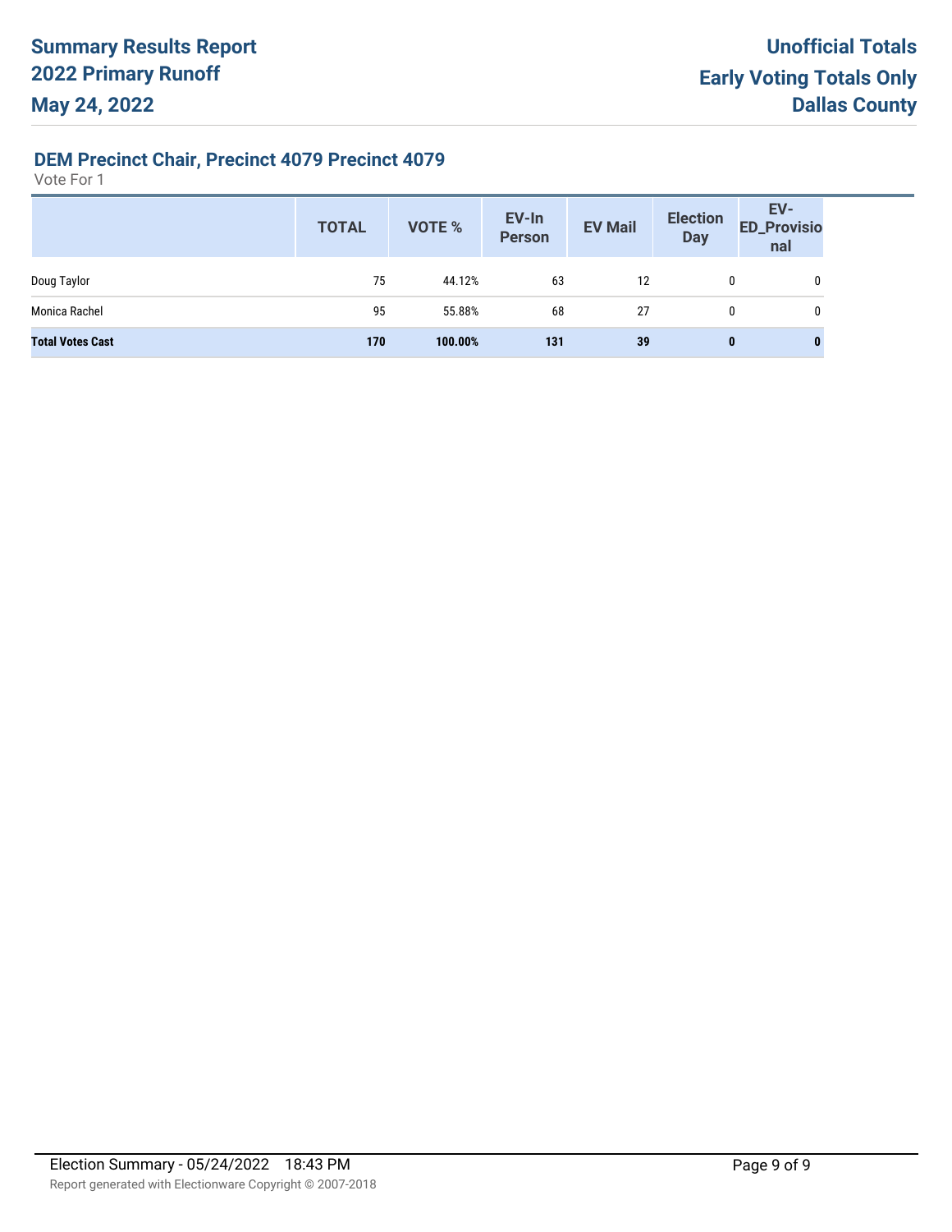# Summary Results Report
# 2022 Primary Runoff
# May 24, 2022

**Unofficial Totals**
**Early Voting Totals Only**
**Dallas County**

## DEM Precinct Chair, Precinct 4079 Precinct 4079

Vote For 1

| | TOTAL | VOTE % | EV-In Person | EV Mail | Election Day | EV-ED_Provisional |
|---|---|---|---|---|---|---|
| Doug Taylor | 75 | 44.12% | 63 | 12 | 0 | 0 |
| Monica Rachel | 95 | 55.88% | 68 | 27 | 0 | 0 |
| **Total Votes Cast** | **170** | **100.00%** | **131** | **39** | **0** | **0** |